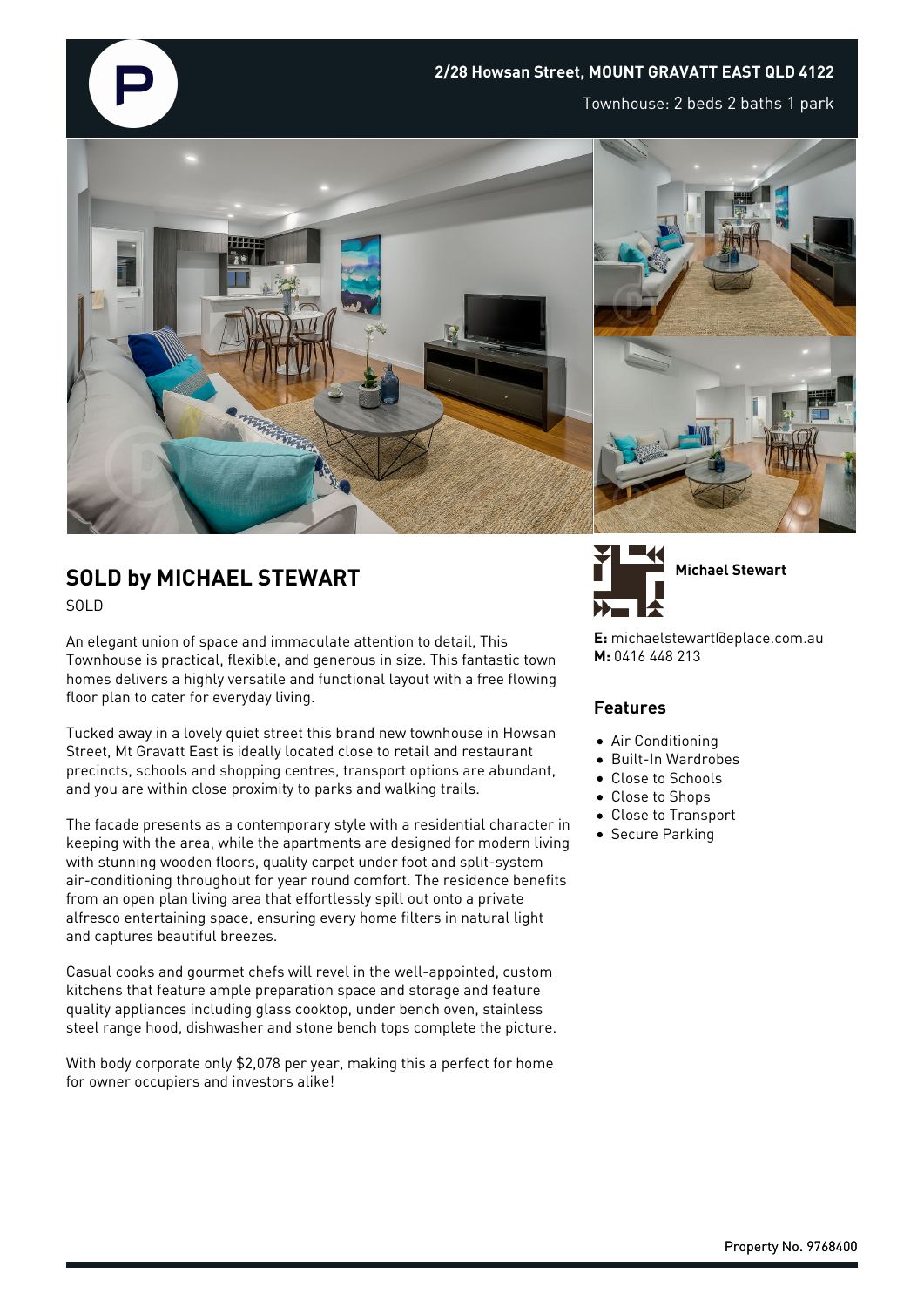**2/28 Howsan Street, MOUNT GRAVATT EAST QLD 4122**

Townhouse: 2 beds 2 baths 1 park

## SOLD by MICHAEL STEWART

SOLD

An elegant union of space and immaculate attention to detail, This Townhouse is practical, flexible, and generous in size. This fantastic town homes delivers a highly versatile and functional layout with a free flowing floor plan to cater for everyday living.

Tucked away in a lovely quiet street this brand new townhouse in Howsan Street, Mt Gravatt East is ideally located close to retail and restaurant precincts, schools and shopping centres, transport options are abundant, and you are within close proximity to parks and walking trails.

The facade presents as a contemporary style with a residential character in keeping with the area, while the apartments are designed for modern living with stunning wooden floors, quality carpet under foot and split-system air-conditioning throughout for year round comfort. The residence benefits from an open plan living area that effortlessly spill out onto a private alfresco entertaining space, ensuring every home filters in natural light and captures beautiful breezes.

Casual cooks and gourmet chefs will revel in the well-appointed, custom kitchens that feature ample preparation space and storage and feature quality appliances including glass cooktop, under bench oven, stainless steel range hood, dishwasher and stone bench tops complete the picture.

With body corporate only $2,078 per year, making this a perfect for home for owner occupiers and investors alike!

**Michael Stewart**

**E:** michaelstewart@eplace.com.au
**M:** 0416 448 213

### Features

- Air Conditioning
- Built-In Wardrobes
- Close to Schools
- Close to Shops
- Close to Transport
- Secure Parking

Property No. 9768400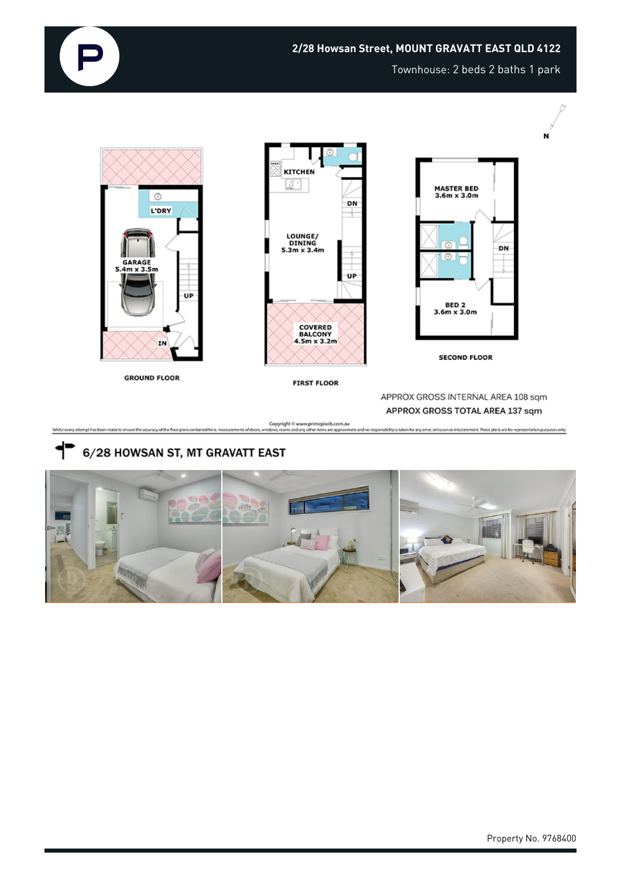# 2/28 Howsan Street, MOUNT GRAVATT EAST QLD 4122

Townhouse: 2 beds 2 baths 1 park

N

GARAGE
5.4m x 3.5m

L'DRY

UP

IN

GROUND FLOOR

KITCHEN

DN

LOUNGE/
DINING
5.3m x 3.4m

UP

COVERED
BALCONY
4.5m x 3.2m

FIRST FLOOR

MASTER BED
3.6m x 3.0m

DN

BED 2
3.6m x 3.0m

SECOND FLOOR

APPROX GROSS INTERNAL AREA 108 sqm

APPROX GROSS TOTAL AREA 137 sqm

Copyright © www.primepixels.com.au

Whilst every attempt has been made to ensure the accuracy of the floor plans contained here, measurements of doors, windows, rooms and any other items are approximate and no responsibility is taken for any error, omission or misstatement. These plans are for representation purposes only.

## 6/28 HOWSAN ST, MT GRAVATT EAST

Property No. 9768400